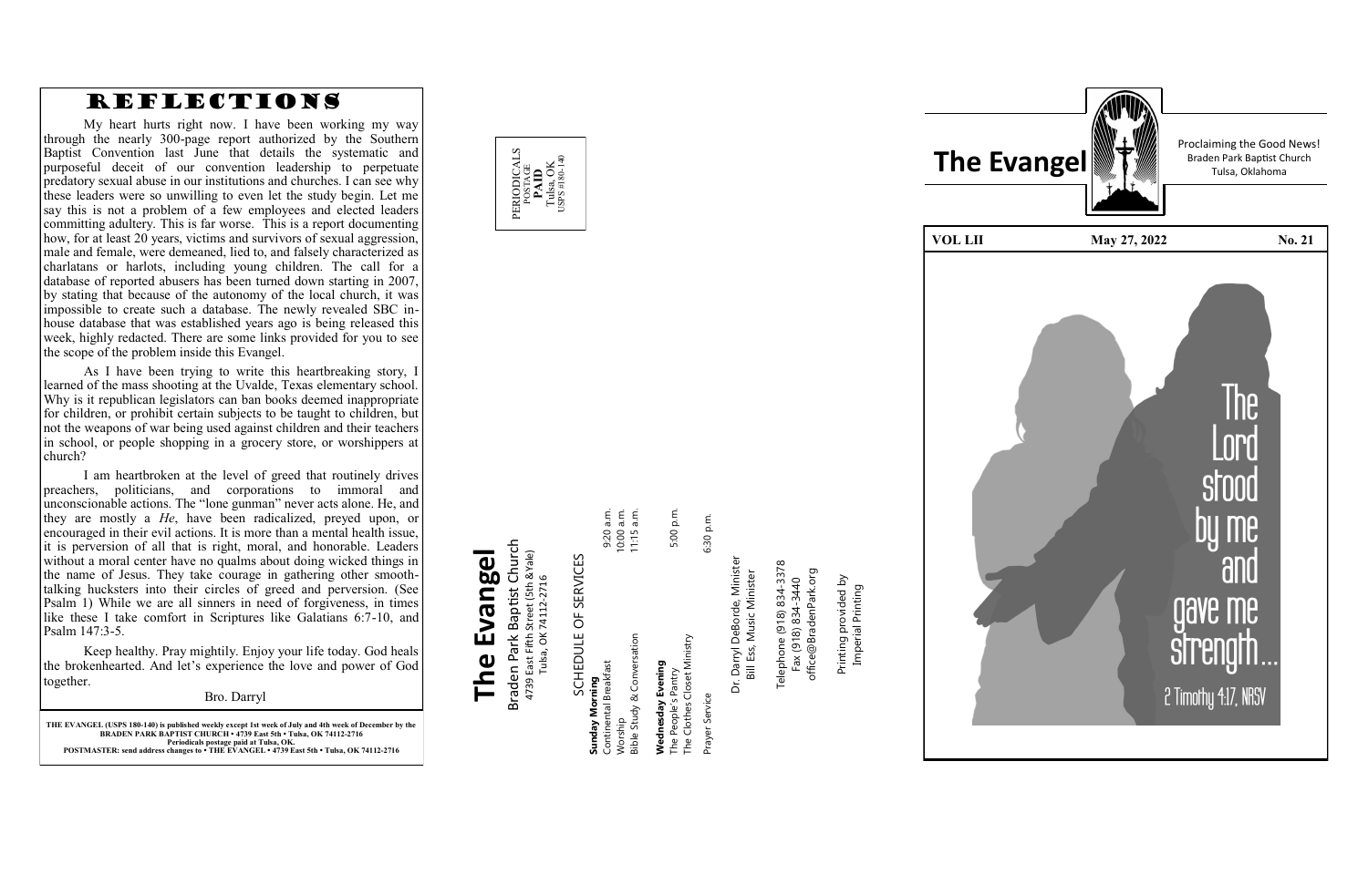# REFLECTIONS

My heart hurts right now. I have been working my way through the nearly 300-page report authorized by the Southern Baptist Convention last June that details the systematic and purposeful deceit of our convention leadership to perpetuate predatory sexual abuse in our institutions and churches. I can see why these leaders were so unwilling to even let the study begin. Let me say this is not a problem of a few employees and elected leaders committing adultery. This is far worse. This is a report documenting how, for at least 20 years, victims and survivors of sexual aggression, male and female, were demeaned, lied to, and falsely characterized as charlatans or harlots, including young children. The call for a database of reported abusers has been turned down starting in 2007, by stating that because of the autonomy of the local church, it was impossible to create such a database. The newly revealed SBC in-house database that was established years ago is being released this week, highly redacted. There are some links provided for you to see the scope of the problem inside this Evangel.

As I have been trying to write this heartbreaking story, I learned of the mass shooting at the Uvalde, Texas elementary school. Why is it republican legislators can ban books deemed inappropriate for children, or prohibit certain subjects to be taught to children, but not the weapons of war being used against children and their teachers in school, or people shopping in a grocery store, or worshippers at church?

I am heartbroken at the level of greed that routinely drives preachers, politicians, and corporations to immoral and unconscionable actions. The "lone gunman" never acts alone. He, and they are mostly a *He*, have been radicalized, preyed upon, or encouraged in their evil actions. It is more than a mental health issue, it is perversion of all that is right, moral, and honorable. Leaders without a moral center have no qualms about doing wicked things in the name of Jesus. They take courage in gathering other smooth-talking hucksters into their circles of greed and perversion. (See Psalm 1) While we are all sinners in need of forgiveness, in times like these I take comfort in Scriptures like Galatians 6:7-10, and Psalm 147:3-5.

Keep healthy. Pray mightily. Enjoy your life today. God heals the brokenhearted. And let's experience the love and power of God together.

Bro. Darryl

**THE EVANGEL (USPS 180-140) is published weekly except 1st week of July and 4th week of December by the BRADEN PARK BAPTIST CHURCH • 4739 East 5th • Tulsa, OK 74112-2716**
**Periodicals postage paid at Tulsa, OK.**
**POSTMASTER: send address changes to • THE EVANGEL • 4739 East 5th • Tulsa, OK 74112-2716**

PERIODICALS
POSTAGE
**PAID**
Tulsa, OK
USPS #180-140

# The Evangel

Braden Park Baptist Church
4739 East Fifth Street (5th & Yale)
Tulsa, OK 74112-2716

SCHEDULE OF SERVICES

**Sunday Morning**
Continental Breakfast 9:20 a.m.
Worship 10:00 a.m.
Bible Study & Conversation 11:15 a.m.

**Wednesday Evening**
The People's Pantry 5:00 p.m.
The Clothes Closet Ministry

Prayer Service 6:30 p.m.

Dr. Darryl DeBorde, Minister
Bill Ess, Music Minister

Telephone (918) 834-3378
Fax (918) 834-3440
office@BradenPark.org

Printing provided by
Imperial Printing

# The Evangel

Proclaiming the Good News!
Braden Park Baptist Church
Tulsa, Oklahoma

| VOL LII | May 27, 2022 | No. 21 |
|---|---|---|

The Lord stood by me and gave me strength...

2 Timothy 4:17, NRSV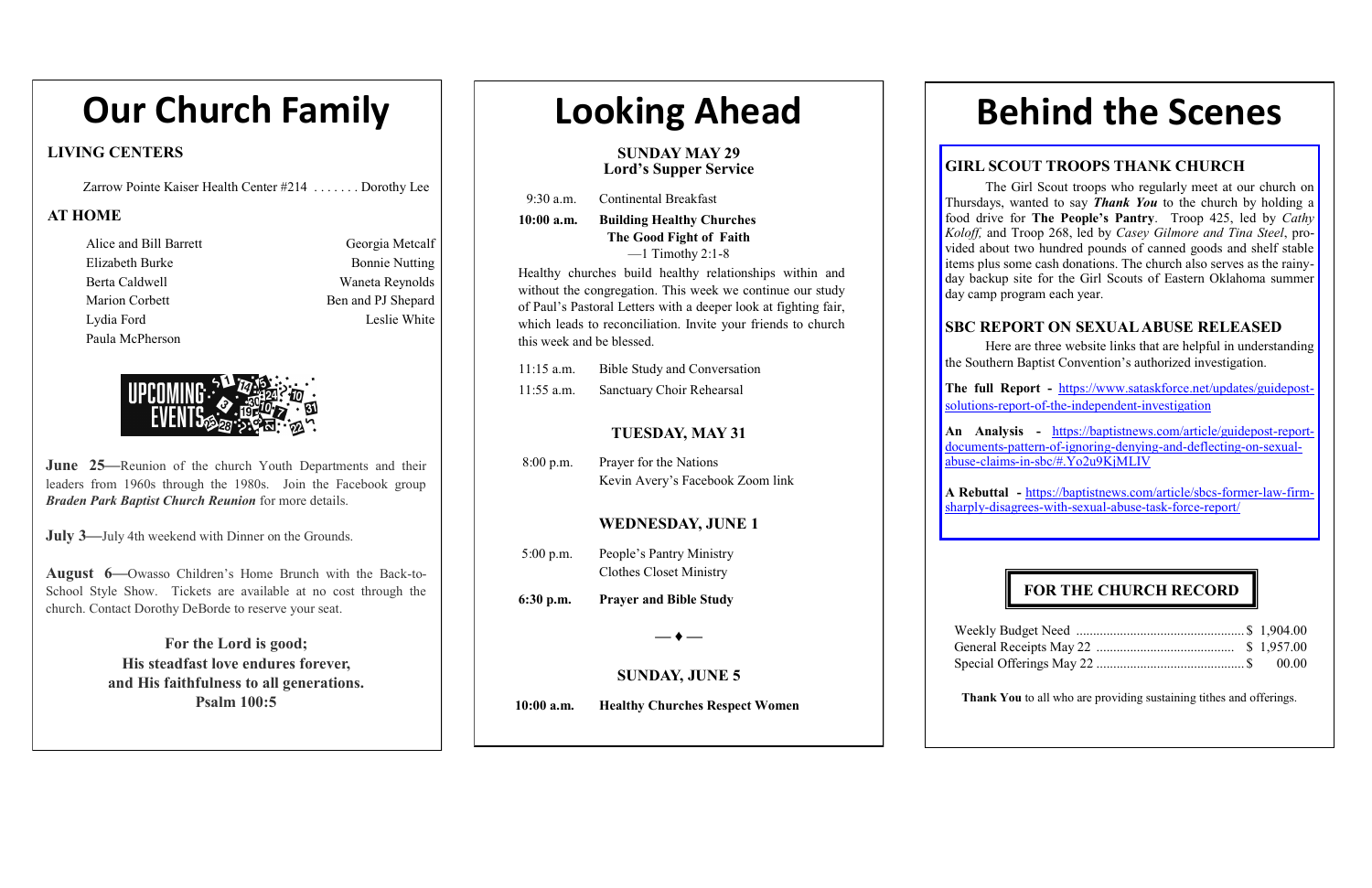# Our Church Family

### LIVING CENTERS

Zarrow Pointe Kaiser Health Center #214 . . . . . . . Dorothy Lee

### AT HOME

Alice and Bill Barrett
Elizabeth Burke
Berta Caldwell
Marion Corbett
Lydia Ford
Paula McPherson
Georgia Metcalf
Bonnie Nutting
Waneta Reynolds
Ben and PJ Shepard
Leslie White

UPCOMING EVENTS

**June 25**—Reunion of the church Youth Departments and their leaders from 1960s through the 1980s. Join the Facebook group ***Braden Park Baptist Church Reunion*** for more details.

**July 3**—July 4th weekend with Dinner on the Grounds.

**August 6**—Owasso Children's Home Brunch with the Back-to-School Style Show. Tickets are available at no cost through the church. Contact Dorothy DeBorde to reserve your seat.

**For the Lord is good;**
**His steadfast love endures forever,**
**and His faithfulness to all generations.**
**Psalm 100:5**

# Looking Ahead

### SUNDAY MAY 29
### Lord's Supper Service

9:30 a.m. Continental Breakfast

**10:00 a.m. Building Healthy Churches**
**The Good Fight of Faith**
—1 Timothy 2:1-8

Healthy churches build healthy relationships within and without the congregation. This week we continue our study of Paul's Pastoral Letters with a deeper look at fighting fair, which leads to reconciliation. Invite your friends to church this week and be blessed.

11:15 a.m. Bible Study and Conversation
11:55 a.m. Sanctuary Choir Rehearsal

### TUESDAY, MAY 31

8:00 p.m. Prayer for the Nations
Kevin Avery's Facebook Zoom link

### WEDNESDAY, JUNE 1

5:00 p.m. People's Pantry Ministry
Clothes Closet Ministry

**6:30 p.m. Prayer and Bible Study**

— ♦ —

### SUNDAY, JUNE 5

**10:00 a.m. Healthy Churches Respect Women**

# Behind the Scenes

### GIRL SCOUT TROOPS THANK CHURCH

The Girl Scout troops who regularly meet at our church on Thursdays, wanted to say ***Thank You*** to the church by holding a food drive for **The People's Pantry**. Troop 425, led by *Cathy Koloff,* and Troop 268, led by *Casey Gilmore and Tina Steel*, provided about two hundred pounds of canned goods and shelf stable items plus some cash donations. The church also serves as the rainy-day backup site for the Girl Scouts of Eastern Oklahoma summer day camp program each year.

### SBC REPORT ON SEXUAL ABUSE RELEASED

Here are three website links that are helpful in understanding the Southern Baptist Convention's authorized investigation.

**The full Report -** https://www.sataskforce.net/updates/guidepost-solutions-report-of-the-independent-investigation

**An Analysis -** https://baptistnews.com/article/guidepost-report-documents-pattern-of-ignoring-denying-and-deflecting-on-sexual-abuse-claims-in-sbc/#.Yo2u9KjMLIV

**A Rebuttal -** https://baptistnews.com/article/sbcs-former-law-firm-sharply-disagrees-with-sexual-abuse-task-force-report/

### FOR THE CHURCH RECORD

| | |
|---|---|
| Weekly Budget Need | $ 1,904.00 |
| General Receipts May 22 | $ 1,957.00 |
| Special Offerings May 22 | $ 00.00 |

**Thank You** to all who are providing sustaining tithes and offerings.